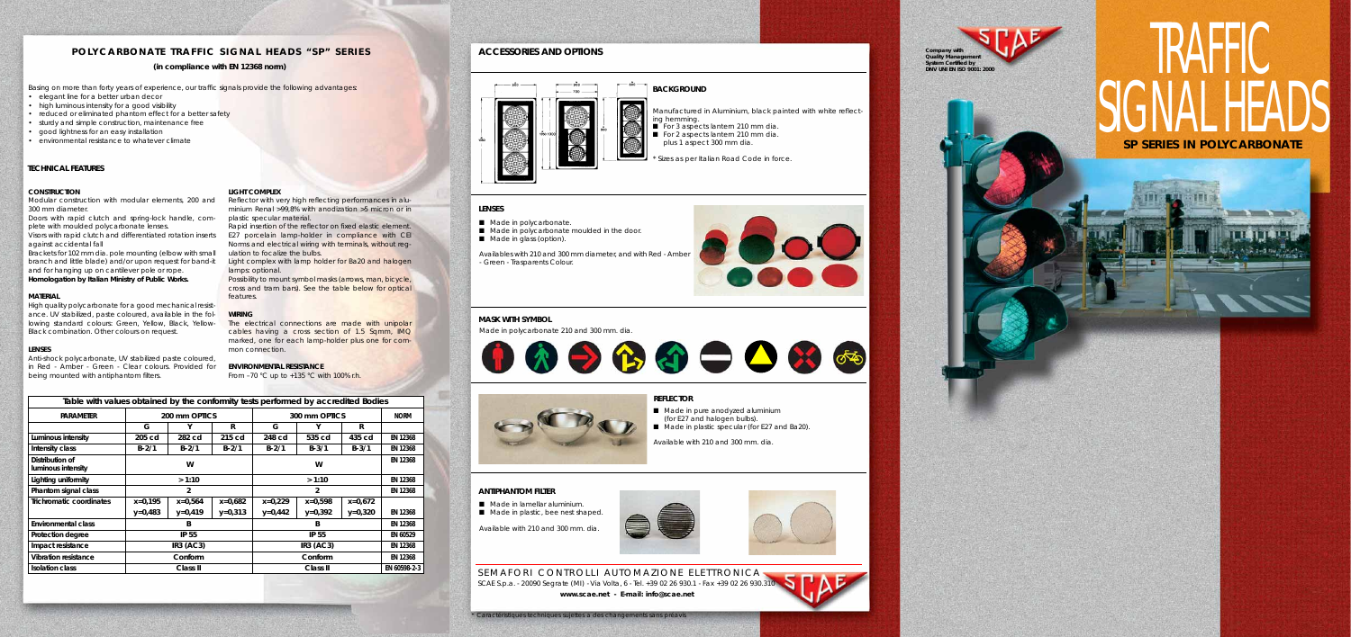## POLYCARBONATE TRAFFIC SIGNAL HEADS "SP" SERIES

**(in compliance with EN 12368 norm)**

Basing on more than forty years of experience, our traffic signals provide the following advantages:

- elegant line for a better urban decor
- high luminous intensity for a good visibility
- reduced or eliminated phantom effect for a better safety
- sturdy and simple construction, maintenance free
- good lightness for an easy installation
- environmental resistance to whatever climate

### TECHNICAL FEATURES

**CONSTRUCTION**

Modular construction with modular elements, 200 and 300 mm diameter.

Doors with rapid clutch and spring-lock handle, complete with moulded polycarbonate lenses.

Visors with rapid clutch and differentiated rotation inserts against accidental fall

Brackets for 102 mm dia. pole mounting (elbow with small branch and little blade) and/or upon request for band-it and for hanging up on cantilever pole or rope.

**Homologation by Italian Ministry of Public Works.**

**MATERIAL**

High quality polycarbonate for a good mechanical resistance. UV stabilized, paste coloured, available in the following standard colours: Green, Yellow, Black, Yellow-Black combination. Other colours on request.

**LENSES**

Anti-shock polycarbonate, UV stabilized paste coloured, in Red - Amber - Green - Clear colours. Provided for being mounted with antiphantom filters.

**LIGHT COMPLEX**

Reflector with very high reflecting performances in aluminium Renal >99,8% with anodization >5 micron or in plastic specular material.

Rapid insertion of the reflector on fixed elastic element. E27 porcelain lamp-holder in compliance with CEI Norms and electrical wiring with terminals, without regulation to focalize the bulbs.

Light complex with lamp holder for Ba20 and halogen lamps: optional.

Possibility to mount symbol masks (arrows, man, bicycle, cross and tram bars). See the table below for optical features.

**WIRING**

The electrical connections are made with unipolar cables having a cross section of 1.5 Sqmm, IMQ marked, one for each lamp-holder plus one for common connection.

**ENVIRONMENTAL RESISTANCE**

From -70 °C up to +135 °C with 100% ch.

**Table with values obtained by the conformity tests performed by accredited Bodies**

| PARAMETER | 200 mm OPTICS | | | 300 mm OPTICS | | | NORM |
|---|---|---|---|---|---|---|---|
| | G | Y | R | G | Y | R | |
| Luminous intensity | 205 cd | 282 cd | 215 cd | 248 cd | 535 cd | 435 cd | EN 12368 |
| Intensity class | B-2/1 | B-2/1 | B-2/1 | B-2/1 | B-3/1 | B-3/1 | EN 12368 |
| Distribution of luminous intensity | W | | | W | | | EN 12368 |
| Lighting uniformity | > 1:10 | | | > 1:10 | | | EN 12368 |
| Phantom signal class | 2 | | | 2 | | | EN 12368 |
| Trichromatic coordinates | x=0,195 y=0,483 | x=0,564 y=0,419 | x=0,682 y=0,313 | x=0,229 y=0,442 | x=0,598 y=0,392 | x=0,672 y=0,320 | EN 12368 |
| Environmental class | B | | | B | | | EN 12368 |
| Protection degree | IP 55 | | | IP 55 | | | EN 60529 |
| Impact resistance | IR3 (AC3) | | | IR3 (AC3) | | | EN 12368 |
| Vibration resistance | Conform | | | Conform | | | EN 12368 |
| Isolation class | Class II | | | Class II | | | EN 60598-2-3 |

## ACCESSORIES AND OPTIONS

**BACKGROUND**

Manufactured in Aluminium, black painted with white reflecting hemming.

- For 3 aspects lantern 210 mm dia.
- For 2 aspects lantern 210 mm dia. plus 1 aspect 300 mm dia.

\* Sizes as per Italian Road Code in force.

**LENSES**

- Made in polycarbonate.
- Made in polycarbonate moulded in the door.
- Made in glass (option).

Availables with 210 and 300 mm diameter, and with Red - Amber - Green - Trasparents Colour.

**MASK WITH SYMBOL**

Made in polycarbonate 210 and 300 mm. dia.

**REFLECTOR**

- Made in pure anodyzed aluminium (for E27 and halogen bulbs).
- Made in plastic specular (for E27 and Ba20).

Available with 210 and 300 mm. dia.

**ANTIPHANTOM FILTER**

- Made in lamellar aluminium.
- Made in plastic, bee nest shaped.

Available with 210 and 300 mm. dia.

SEMAFORI CONTROLLI AUTOMAZIONE ELETTRONICA

SCAE S.p.a. - 20090 Segrate (MI) - Via Volta, 6 - Tel. +39 02 26 930.1 - Fax +39 02 26 930.310

**www.scae.net - E-mail: info@scae.net**

\* Caractéristiques techniques sujettes à des changements sans préavis

SCAE

Company with Quality Management System Certified by DNV UNI EN ISO 9001: 2000

# TRAFFIC SIGNAL HEADS

## SP SERIES IN POLYCARBONATE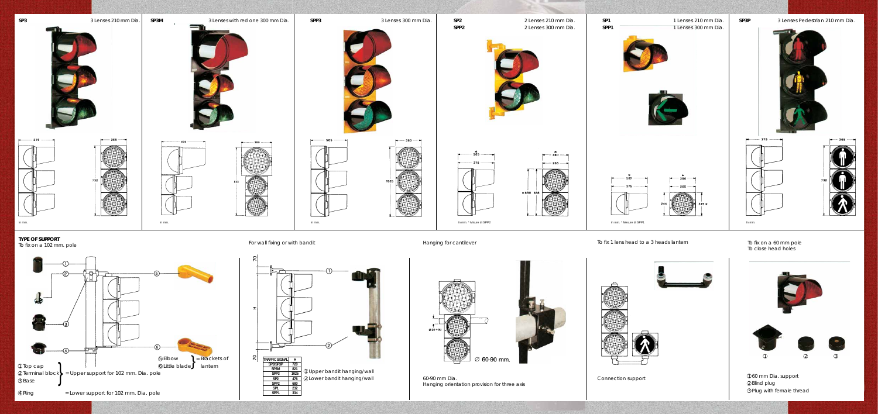**SP3** 3 Lenses 210 mm Dia.

375 265 732

In mm.

**SP3M** 3 Lenses with red one 300 mm Dia.

505 380 833

In mm.

**SPP3** 3 Lenses 300 mm Dia.

505 380 1035

In mm.

**SP2** 2 Lenses 210 mm Dia.
**SPP2** 2 Lenses 300 mm Dia.

* 505 375 * 380 265 * 690 488

In mm. * Misure di SPP2

**SP1** 1 Lenses 210 mm Dia.
**SPP1** 1 Lenses 300 mm Dia.

* 505 375 * 380 265 244 345 *

In mm. * Misure di SPP1

**SP3P** 3 Lenses Pedestrian 210 mm Dia.

375 265 732

In mm.

**TYPE OF SUPPORT**
To fix on a 102 mm. pole

① Top cap
② Terminal block = Upper support for 102 mm. Dia. pole
③ Base

④ Ring = Lower support for 102 mm. Dia. pole

⑤ Elbow
⑥ Little blade = Brackets of lantern

For wall fixing or with bandit

70 H 70

| TRAFFIC SIGNAL | H |
|---|---|
| SP3/SP3P | 720 |
| SP3M | 821 |
| SPP3 | 1025 |
| SP2 | 476 |
| SPP2 | 680 |
| SP1 | 232 |
| SPP1 | 334 |

① Upper bandit hanging/wall
② Lower bandit hanging/wall

Hanging for cantilever

Ø 60÷90

∅ 60-90 mm.

60-90 mm Dia.
Hanging orientation provision for three axis

To fix 1 lens head to a 3 heads lantern

Connection support

To fix on a 60 mm pole
To close head holes

① 60 mm Dia. support
② Blind plug
③ Plug with female thread